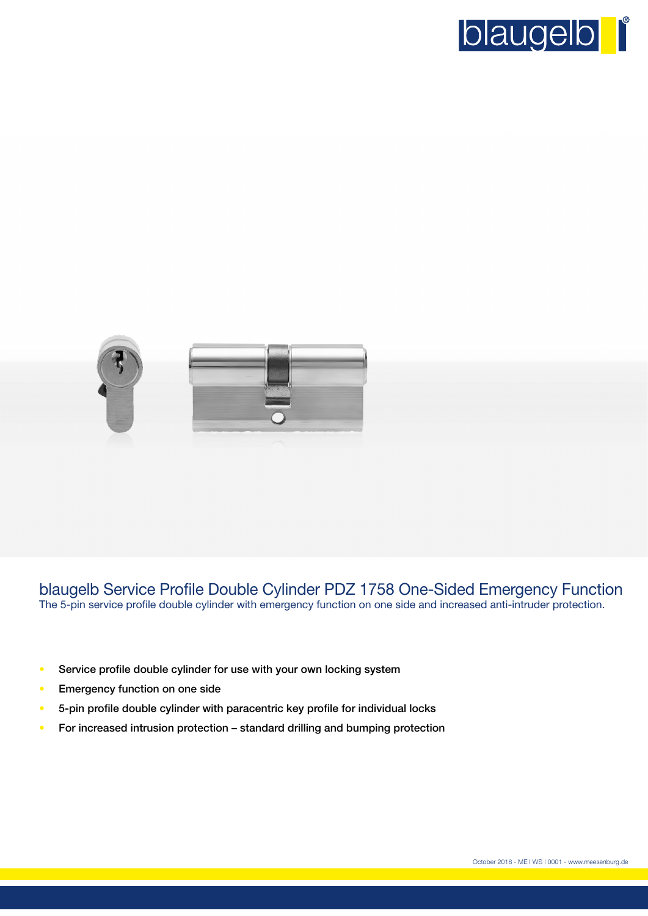# blaugelb Service Profile Double Cylinder PDZ 1758 One-Sided Emergency Function

The 5-pin service profile double cylinder with emergency function on one side and increased anti-intruder protection.

- Service profile double cylinder for use with your own locking system
- Emergency function on one side
- 5-pin profile double cylinder with paracentric key profile for individual locks
- For increased intrusion protection – standard drilling and bumping protection

October 2018 - ME | WS | 0001 - www.meesenburg.de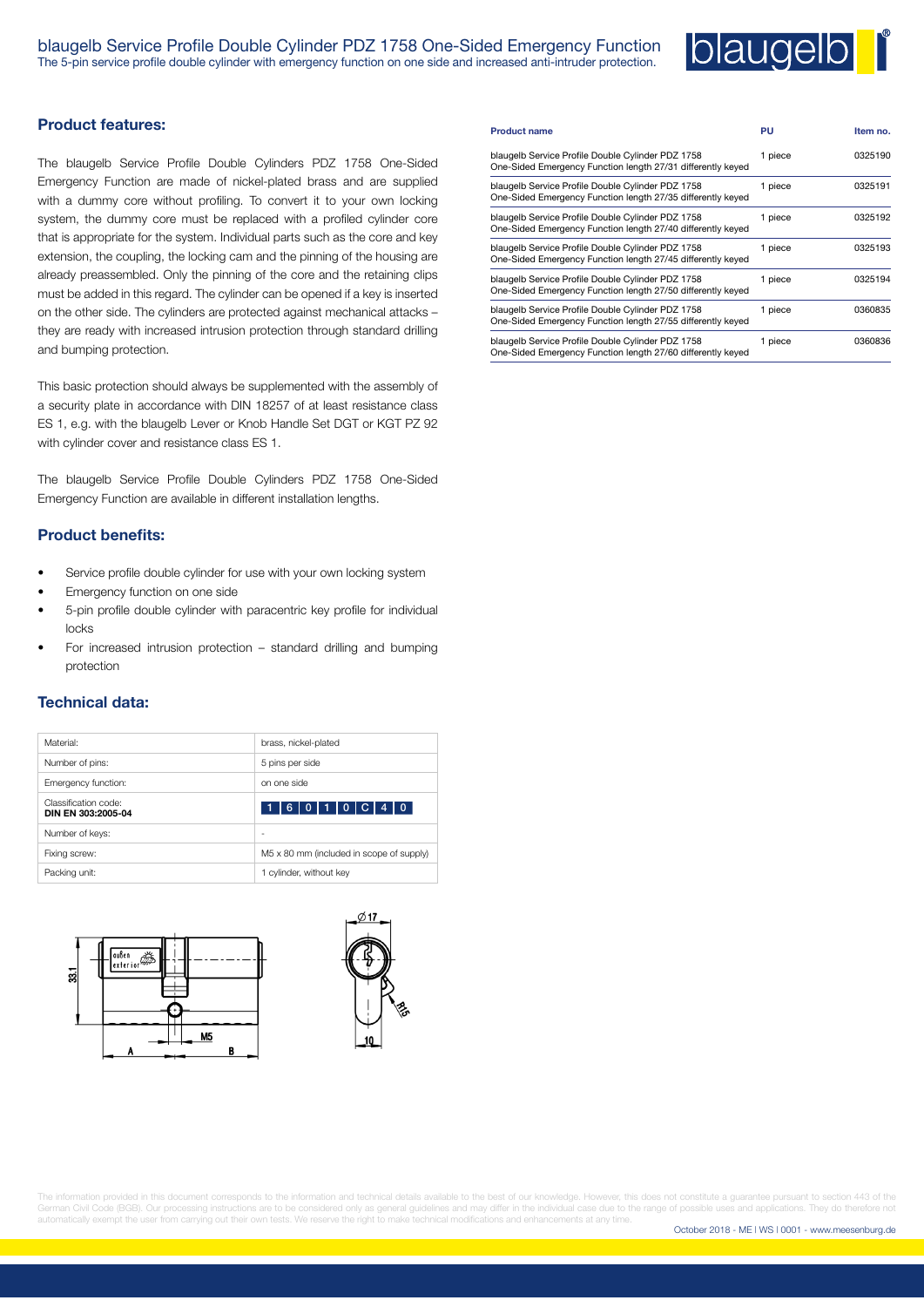# blaugelb Service Profile Double Cylinder PDZ 1758 One-Sided Emergency Function

The 5-pin service profile double cylinder with emergency function on one side and increased anti-intruder protection.

## Product features:

The blaugelb Service Profile Double Cylinders PDZ 1758 One-Sided Emergency Function are made of nickel-plated brass and are supplied with a dummy core without profiling. To convert it to your own locking system, the dummy core must be replaced with a profiled cylinder core that is appropriate for the system. Individual parts such as the core and key extension, the coupling, the locking cam and the pinning of the housing are already preassembled. Only the pinning of the core and the retaining clips must be added in this regard. The cylinder can be opened if a key is inserted on the other side. The cylinders are protected against mechanical attacks – they are ready with increased intrusion protection through standard drilling and bumping protection.

This basic protection should always be supplemented with the assembly of a security plate in accordance with DIN 18257 of at least resistance class ES 1, e.g. with the blaugelb Lever or Knob Handle Set DGT or KGT PZ 92 with cylinder cover and resistance class ES 1.

The blaugelb Service Profile Double Cylinders PDZ 1758 One-Sided Emergency Function are available in different installation lengths.

## Product benefits:

- Service profile double cylinder for use with your own locking system
- Emergency function on one side
- 5-pin profile double cylinder with paracentric key profile for individual locks
- For increased intrusion protection – standard drilling and bumping protection

## Technical data:

| | |
|---|---|
| Material: | brass, nickel-plated |
| Number of pins: | 5 pins per side |
| Emergency function: | on one side |
| Classification code: **DIN EN 303:2005-04** | 1 6 0 1 0 C 4 0 |
| Number of keys: | - |
| Fixing screw: | M5 x 80 mm (included in scope of supply) |
| Packing unit: | 1 cylinder, without key |

außen exterior
33.1
M5
A
B
Ø17
R15
10

| Product name | PU | Item no. |
|---|---|---|
| blaugelb Service Profile Double Cylinder PDZ 1758 One-Sided Emergency Function length 27/31 differently keyed | 1 piece | 0325190 |
| blaugelb Service Profile Double Cylinder PDZ 1758 One-Sided Emergency Function length 27/35 differently keyed | 1 piece | 0325191 |
| blaugelb Service Profile Double Cylinder PDZ 1758 One-Sided Emergency Function length 27/40 differently keyed | 1 piece | 0325192 |
| blaugelb Service Profile Double Cylinder PDZ 1758 One-Sided Emergency Function length 27/45 differently keyed | 1 piece | 0325193 |
| blaugelb Service Profile Double Cylinder PDZ 1758 One-Sided Emergency Function length 27/50 differently keyed | 1 piece | 0325194 |
| blaugelb Service Profile Double Cylinder PDZ 1758 One-Sided Emergency Function length 27/55 differently keyed | 1 piece | 0360835 |
| blaugelb Service Profile Double Cylinder PDZ 1758 One-Sided Emergency Function length 27/60 differently keyed | 1 piece | 0360836 |

The information provided in this document corresponds to the information and technical details available to the best of our knowledge. However, this does not constitute a guarantee pursuant to section 443 of the German Civil Code (BGB). Our processing instructions are to be considered only as general guidelines and may differ in the individual case due to the range of possible uses and applications. They do therefore not automatically exempt the user from carrying out their own tests. We reserve the right to make technical modifications and enhancements at any time.

October 2018 - ME | WS | 0001 - www.meesenburg.de